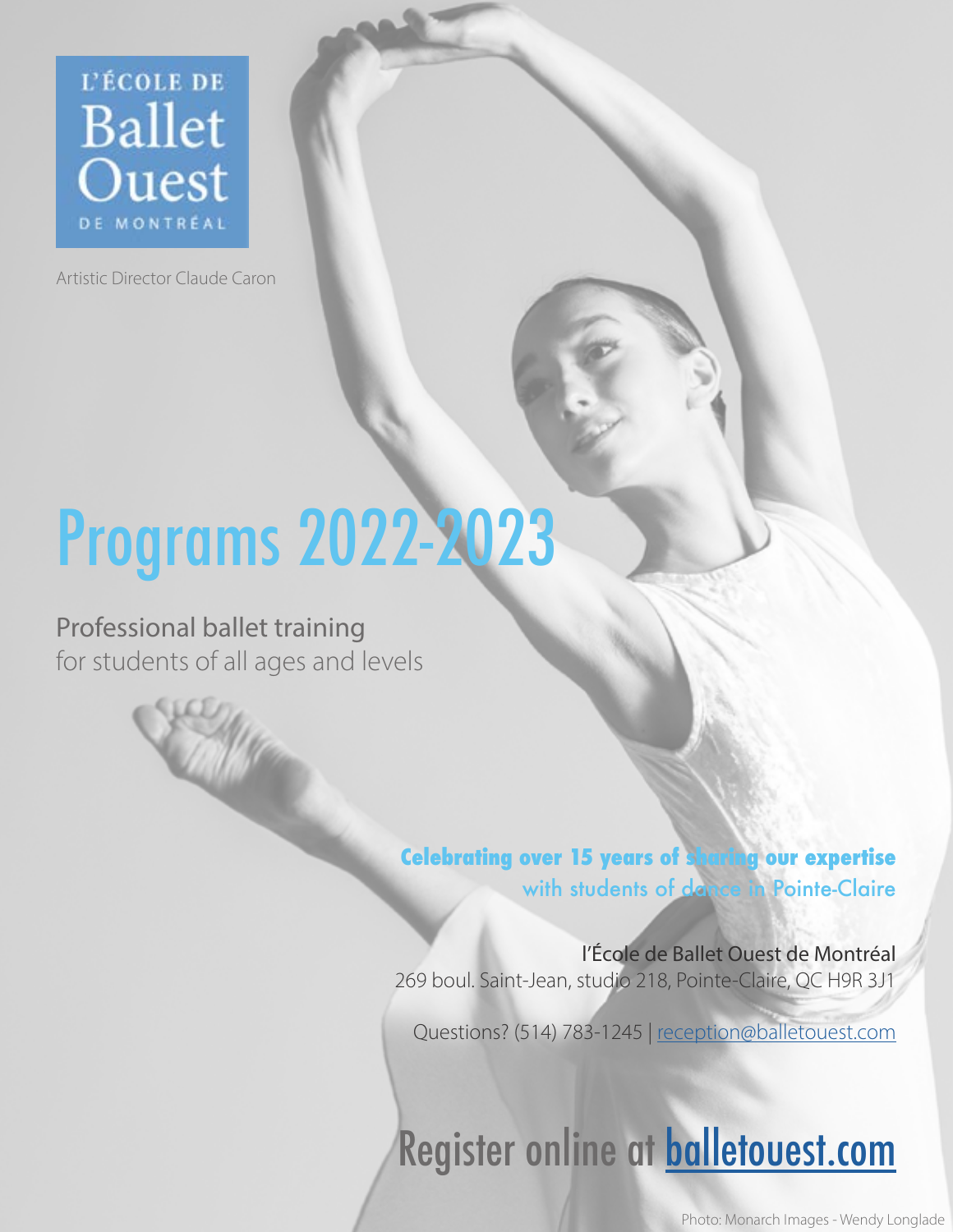L'ÉCOLE DE Ballet Ouest DE MONTRÉAL

Artistic Director Claude Caron

# Programs 2022-2023

Professional ballet training
for students of all ages and levels

**Celebrating over 15 years of sharing our expertise**
with students of dance in Pointe-Claire

l'École de Ballet Ouest de Montréal
269 boul. Saint-Jean, studio 218, Pointe-Claire, QC H9R 3J1

Questions? (514) 783-1245 | reception@balletouest.com

## Register online at balletouest.com

Photo: Monarch Images - Wendy Longlade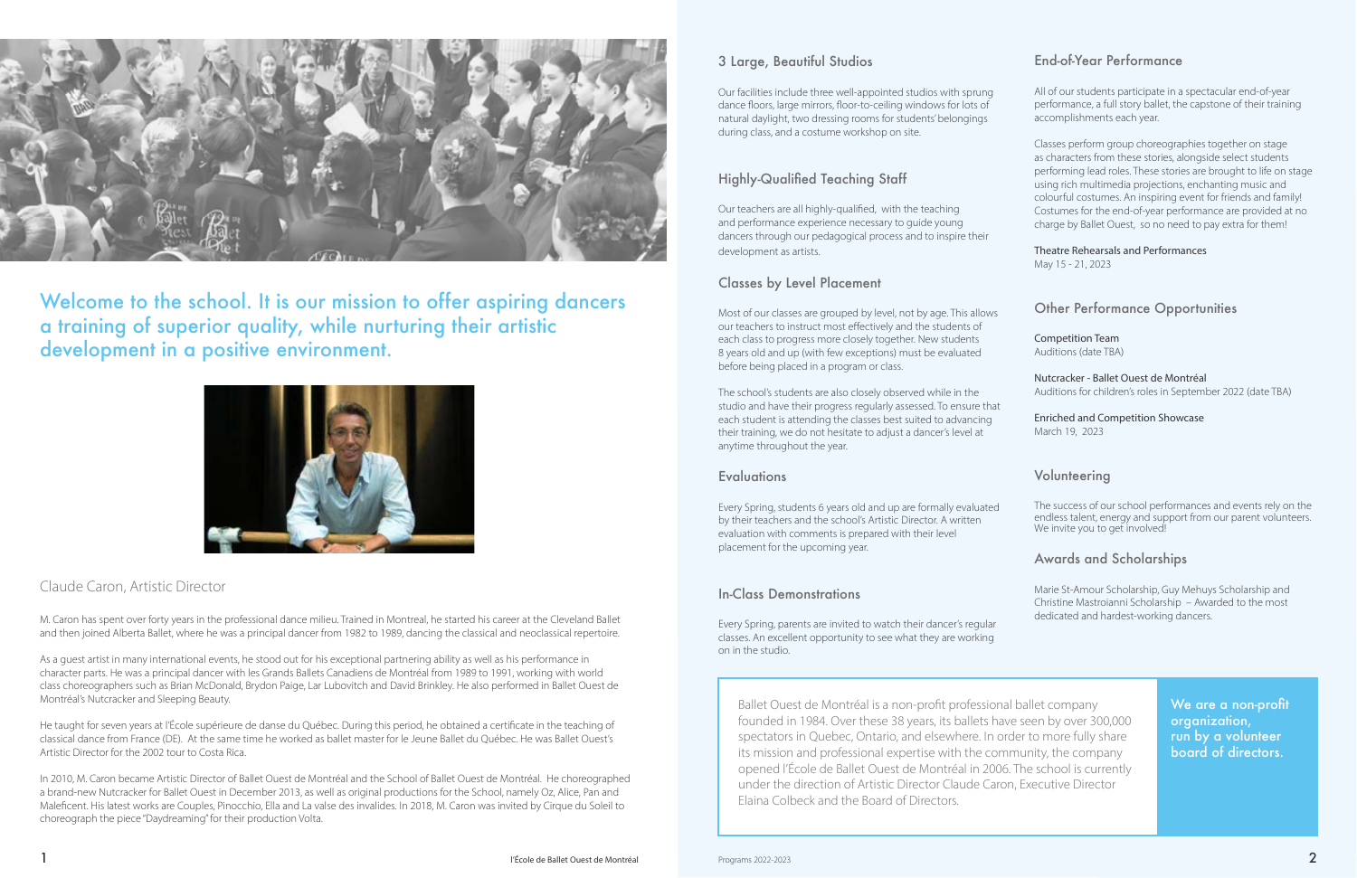Welcome to the school. It is our mission to offer aspiring dancers a training of superior quality, while nurturing their artistic development in a positive environment.

Claude Caron, Artistic Director

M. Caron has spent over forty years in the professional dance milieu. Trained in Montreal, he started his career at the Cleveland Ballet and then joined Alberta Ballet, where he was a principal dancer from 1982 to 1989, dancing the classical and neoclassical repertoire.

As a guest artist in many international events, he stood out for his exceptional partnering ability as well as his performance in character parts. He was a principal dancer with les Grands Ballets Canadiens de Montréal from 1989 to 1991, working with world class choreographers such as Brian McDonald, Brydon Paige, Lar Lubovitch and David Brinkley. He also performed in Ballet Ouest de Montréal's Nutcracker and Sleeping Beauty.

He taught for seven years at l'École supérieure de danse du Québec. During this period, he obtained a certificate in the teaching of classical dance from France (DE). At the same time he worked as ballet master for le Jeune Ballet du Québec. He was Ballet Ouest's Artistic Director for the 2002 tour to Costa Rica.

In 2010, M. Caron became Artistic Director of Ballet Ouest de Montréal and the School of Ballet Ouest de Montréal. He choreographed a brand-new Nutcracker for Ballet Ouest in December 2013, as well as original productions for the School, namely Oz, Alice, Pan and Maleficent. His latest works are Couples, Pinocchio, Ella and La valse des invalides. In 2018, M. Caron was invited by Cirque du Soleil to choreograph the piece "Daydreaming" for their production Volta.

## 3 Large, Beautiful Studios

Our facilities include three well-appointed studios with sprung dance floors, large mirrors, floor-to-ceiling windows for lots of natural daylight, two dressing rooms for students' belongings during class, and a costume workshop on site.

## Highly-Qualified Teaching Staff

Our teachers are all highly-qualified, with the teaching and performance experience necessary to guide young dancers through our pedagogical process and to inspire their development as artists.

## Classes by Level Placement

Most of our classes are grouped by level, not by age. This allows our teachers to instruct most effectively and the students of each class to progress more closely together. New students 8 years old and up (with few exceptions) must be evaluated before being placed in a program or class.

The school's students are also closely observed while in the studio and have their progress regularly assessed. To ensure that each student is attending the classes best suited to advancing their training, we do not hesitate to adjust a dancer's level at anytime throughout the year.

## Evaluations

Every Spring, students 6 years old and up are formally evaluated by their teachers and the school's Artistic Director. A written evaluation with comments is prepared with their level placement for the upcoming year.

## In-Class Demonstrations

Every Spring, parents are invited to watch their dancer's regular classes. An excellent opportunity to see what they are working on in the studio.

## End-of-Year Performance

All of our students participate in a spectacular end-of-year performance, a full story ballet, the capstone of their training accomplishments each year.

Classes perform group choreographies together on stage as characters from these stories, alongside select students performing lead roles. These stories are brought to life on stage using rich multimedia projections, enchanting music and colourful costumes. An inspiring event for friends and family! Costumes for the end-of-year performance are provided at no charge by Ballet Ouest, so no need to pay extra for them!

Theatre Rehearsals and Performances
May 15 - 21, 2023

## Other Performance Opportunities

Competition Team
Auditions (date TBA)

Nutcracker - Ballet Ouest de Montréal
Auditions for children's roles in September 2022 (date TBA)

Enriched and Competition Showcase
March 19, 2023

## Volunteering

The success of our school performances and events rely on the endless talent, energy and support from our parent volunteers. We invite you to get involved!

## Awards and Scholarships

Marie St-Amour Scholarship, Guy Mehuys Scholarship and Christine Mastroianni Scholarship – Awarded to the most dedicated and hardest-working dancers.

Ballet Ouest de Montréal is a non-profit professional ballet company founded in 1984. Over these 38 years, its ballets have seen by over 300,000 spectators in Quebec, Ontario, and elsewhere. In order to more fully share its mission and professional expertise with the community, the company opened l'École de Ballet Ouest de Montréal in 2006. The school is currently under the direction of Artistic Director Claude Caron, Executive Director Elaina Colbeck and the Board of Directors.

**We are a non-profit organization, run by a volunteer board of directors.**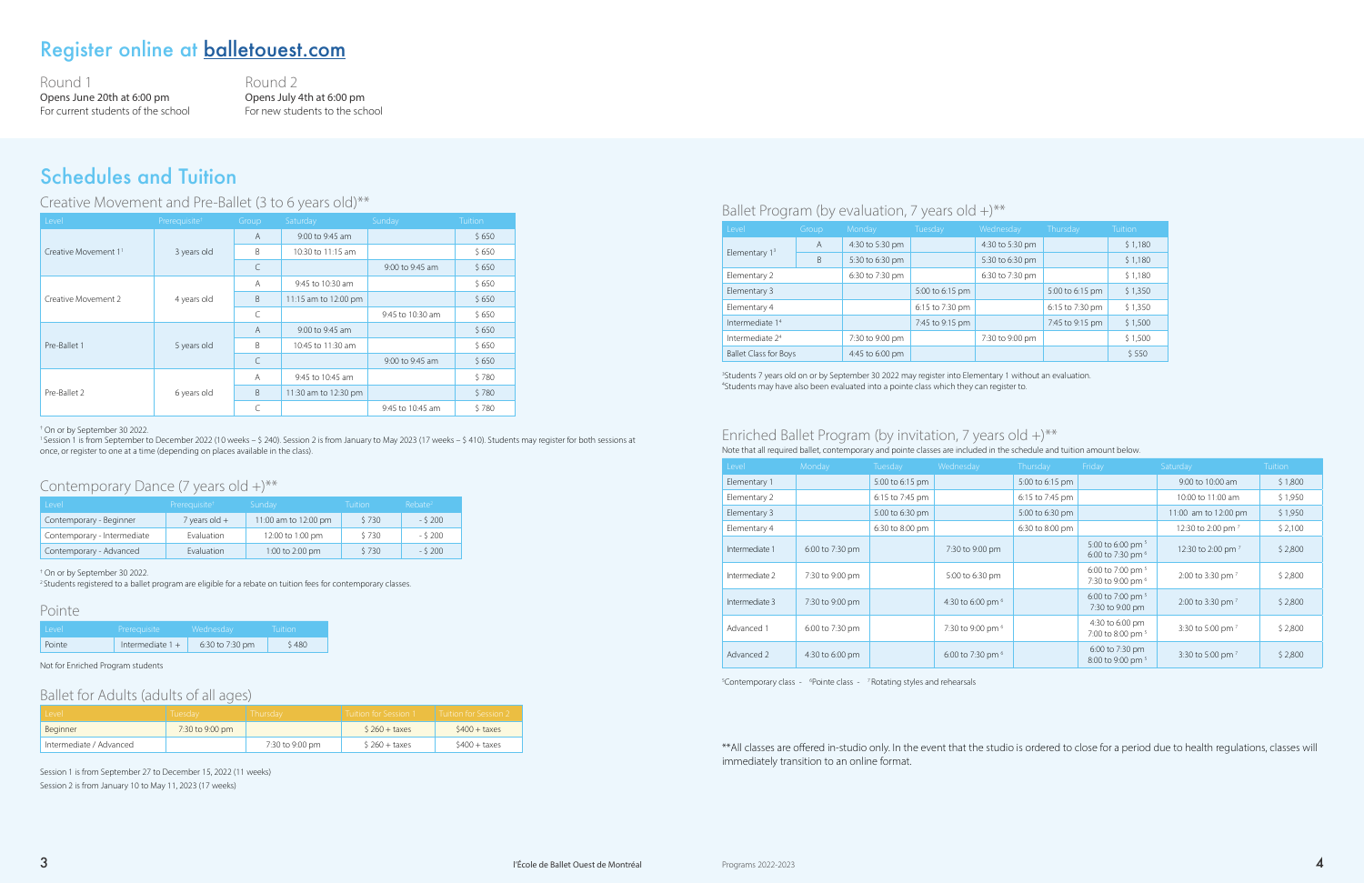## Register online at balletouest.com

Round 1
Opens June 20th at 6:00 pm
For current students of the school

Round 2
Opens July 4th at 6:00 pm
For new students to the school

# Schedules and Tuition

## Creative Movement and Pre-Ballet (3 to 6 years old)**

| Level | Prerequisite[1] | Group | Saturday | Sunday | Tuition |
|---|---|---|---|---|---|
| Creative Movement 1[1] | 3 years old | A | 9:00 to 9:45 am | | $ 650 |
| | | B | 10:30 to 11:15 am | | $ 650 |
| | | C | | 9:00 to 9:45 am | $ 650 |
| Creative Movement 2 | 4 years old | A | 9:45 to 10:30 am | | $ 650 |
| | | B | 11:15 am to 12:00 pm | | $ 650 |
| | | C | | 9:45 to 10:30 am | $ 650 |
| Pre-Ballet 1 | 5 years old | A | 9:00 to 9:45 am | | $ 650 |
| | | B | 10:45 to 11:30 am | | $ 650 |
| | | C | | 9:00 to 9:45 am | $ 650 |
| Pre-Ballet 2 | 6 years old | A | 9:45 to 10:45 am | | $ 780 |
| | | B | 11:30 am to 12:30 pm | | $ 780 |
| | | C | | 9:45 to 10:45 am | $ 780 |

[1] On or by September 30 2022.
[1] Session 1 is from September to December 2022 (10 weeks – $ 240). Session 2 is from January to May 2023 (17 weeks – $ 410). Students may register for both sessions at once, or register to one at a time (depending on places available in the class).

## Contemporary Dance (7 years old +)**

| Level | Prerequisite[1] | Sunday | Tuition | Rebate[2] |
|---|---|---|---|---|
| Contemporary - Beginner | 7 years old + | 11:00 am to 12:00 pm | $ 730 | - $ 200 |
| Contemporary - Intermediate | Evaluation | 12:00 to 1:00 pm | $ 730 | - $ 200 |
| Contemporary - Advanced | Evaluation | 1:00 to 2:00 pm | $ 730 | - $ 200 |

[1] On or by September 30 2022.
[2] Students registered to a ballet program are eligible for a rebate on tuition fees for contemporary classes.

## Pointe

| Level | Prerequisite | Wednesday | Tuition |
|---|---|---|---|
| Pointe | Intermediate 1 + | 6:30 to 7:30 pm | $ 480 |

Not for Enriched Program students

## Ballet for Adults (adults of all ages)

| Level | Tuesday | Thursday | Tuition for Session 1 | Tuition for Session 2 |
|---|---|---|---|---|
| Beginner | 7:30 to 9:00 pm | | $ 260 + taxes | $400 + taxes |
| Intermediate / Advanced | | 7:30 to 9:00 pm | $ 260 + taxes | $400 + taxes |

Session 1 is from September 27 to December 15, 2022 (11 weeks)
Session 2 is from January 10 to May 11, 2023 (17 weeks)

## Ballet Program (by evaluation, 7 years old +)**

| Level | Group | Monday | Tuesday | Wednesday | Thursday | Tuition |
|---|---|---|---|---|---|---|
| Elementary 1[3] | A | 4:30 to 5:30 pm | | 4:30 to 5:30 pm | | $ 1,180 |
| | B | 5:30 to 6:30 pm | | 5:30 to 6:30 pm | | $ 1,180 |
| Elementary 2 | | 6:30 to 7:30 pm | | 6:30 to 7:30 pm | | $ 1,180 |
| Elementary 3 | | | 5:00 to 6:15 pm | | 5:00 to 6:15 pm | $ 1,350 |
| Elementary 4 | | | 6:15 to 7:30 pm | | 6:15 to 7:30 pm | $ 1,350 |
| Intermediate 1[4] | | | 7:45 to 9:15 pm | | 7:45 to 9:15 pm | $ 1,500 |
| Intermediate 2[4] | | 7:30 to 9:00 pm | | 7:30 to 9:00 pm | | $ 1,500 |
| Ballet Class for Boys | | 4:45 to 6:00 pm | | | | $ 550 |

[3] Students 7 years old on or by September 30 2022 may register into Elementary 1 without an evaluation.
[4] Students may have also been evaluated into a pointe class which they can register to.

## Enriched Ballet Program (by invitation, 7 years old +)**

Note that all required ballet, contemporary and pointe classes are included in the schedule and tuition amount below.

| Level | Monday | Tuesday | Wednesday | Thursday | Friday | Saturday | Tuition |
|---|---|---|---|---|---|---|---|
| Elementary 1 | | 5:00 to 6:15 pm | | 5:00 to 6:15 pm | | 9:00 to 10:00 am | $ 1,800 |
| Elementary 2 | | 6:15 to 7:45 pm | | 6:15 to 7:45 pm | | 10:00 to 11:00 am | $ 1,950 |
| Elementary 3 | | 5:00 to 6:30 pm | | 5:00 to 6:30 pm | | 11:00 am to 12:00 pm | $ 1,950 |
| Elementary 4 | | 6:30 to 8:00 pm | | 6:30 to 8:00 pm | | 12:30 to 2:00 pm[7] | $ 2,100 |
| Intermediate 1 | 6:00 to 7:30 pm | | 7:30 to 9:00 pm | | 5:00 to 6:00 pm[5] 6:00 to 7:30 pm[6] | 12:30 to 2:00 pm[7] | $ 2,800 |
| Intermediate 2 | 7:30 to 9:00 pm | | 5:00 to 6:30 pm | | 6:00 to 7:00 pm[5] 7:30 to 9:00 pm[6] | 2:00 to 3:30 pm[7] | $ 2,800 |
| Intermediate 3 | 7:30 to 9:00 pm | | 4:30 to 6:00 pm[6] | | 6:00 to 7:00 pm[5] 7:30 to 9:00 pm | 2:00 to 3:30 pm[7] | $ 2,800 |
| Advanced 1 | 6:00 to 7:30 pm | | 7:30 to 9:00 pm[6] | | 4:30 to 6:00 pm 7:00 to 8:00 pm[5] | 3:30 to 5:00 pm[7] | $ 2,800 |
| Advanced 2 | 4:30 to 6:00 pm | | 6:00 to 7:30 pm[6] | | 6:00 to 7:30 pm 8:00 to 9:00 pm[5] | 3:30 to 5:00 pm[7] | $ 2,800 |

[5] Contemporary class - [6] Pointe class - [7] Rotating styles and rehearsals

**All classes are offered in-studio only. In the event that the studio is ordered to close for a period due to health regulations, classes will immediately transition to an online format.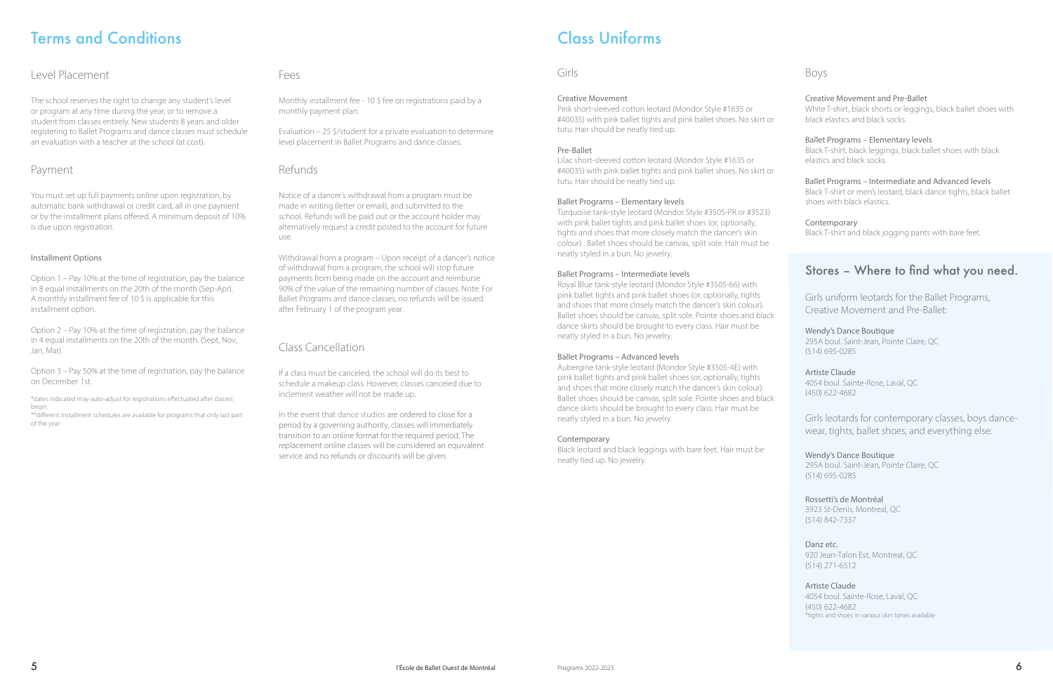# Terms and Conditions

## Level Placement

The school reserves the right to change any student's level or program at any time during the year, or to remove a student from classes entirely. New students 8 years and older registering to Ballet Programs and dance classes must schedule an evaluation with a teacher at the school (at cost).

## Payment

You must set up full payments online upon registration, by automatic bank withdrawal or credit card, all in one payment or by the installment plans offered. A minimum deposit of 10% is due upon registration.

### Installment Options

Option 1 – Pay 10% at the time of registration, pay the balance in 8 equal installments on the 20th of the month (Sep-Apr). A monthly installment fee of 10 $ is applicable for this installment option.

Option 2 – Pay 10% at the time of registration, pay the balance in 4 equal installments on the 20th of the month. (Sept, Nov, Jan, Mar).

Option 3 – Pay 50% at the time of registration, pay the balance on December 1st.

*dates indicated may auto-adjust for registrations effectuated after classes begin.
**different installment schedules are available for programs that only last part of the year

## Fees

Monthly installment fee - 10 $ fee on registrations paid by a monthly payment plan.

Evaluation – 25 $/student for a private evaluation to determine level placement in Ballet Programs and dance classes.

## Refunds

Notice of a dancer's withdrawal from a program must be made in writing (letter or email), and submitted to the school. Refunds will be paid out or the account holder may alternatively request a credit posted to the account for future use.

Withdrawal from a program – Upon receipt of a dancer's notice of withdrawal from a program, the school will stop future payments from being made on the account and reimburse 90% of the value of the remaining number of classes. Note: For Ballet Programs and dance classes, no refunds will be issued after February 1 of the program year.

## Class Cancellation

If a class must be canceled, the school will do its best to schedule a makeup class. However, classes canceled due to inclement weather will not be made up.

In the event that dance studios are ordered to close for a period by a governing authority, classes will immediately transition to an online format for the required period. The replacement online classes will be considered an equivalent service and no refunds or discounts will be given.

# Class Uniforms

## Girls

### Creative Movement

Pink short-sleeved cotton leotard (Mondor Style #1635 or #40035) with pink ballet tights and pink ballet shoes. No skirt or tutu. Hair should be neatly tied up.

### Pre-Ballet

Lilac short-sleeved cotton leotard (Mondor Style #1635 or #40035) with pink ballet tights and pink ballet shoes. No skirt or tutu. Hair should be neatly tied up.

### Ballet Programs – Elementary levels

Turquoise tank-style leotard (Mondor Style #3505-PR or #3523) with pink ballet tights and pink ballet shoes (or, optionally, tights and shoes that more closely match the dancer's skin colour) . Ballet shoes should be canvas, split sole. Hair must be neatly styled in a bun. No jewelry.

### Ballet Programs – Intermediate levels

Royal Blue tank-style leotard (Mondor Style #3505-66) with pink ballet tights and pink ballet shoes (or, optionally, tights and shoes that more closely match the dancer's skin colour). Ballet shoes should be canvas, split sole. Pointe shoes and black dance skirts should be brought to every class. Hair must be neatly styled in a bun. No jewelry.

### Ballet Programs – Advanced levels

Aubergine tank-style leotard (Mondor Style #3505-4E) with pink ballet tights and pink ballet shoes (or, optionally, tights and shoes that more closely match the dancer's skin colour). Ballet shoes should be canvas, split sole. Pointe shoes and black dance skirts should be brought to every class. Hair must be neatly styled in a bun. No jewelry.

### Contemporary

Black leotard and black leggings with bare feet. Hair must be neatly tied up. No jewelry.

## Boys

### Creative Movement and Pre-Ballet

White T-shirt, black shorts or leggings, black ballet shoes with black elastics and black socks.

### Ballet Programs – Elementary levels

Black T-shirt, black leggings, black ballet shoes with black elastics and black socks.

### Ballet Programs – Intermediate and Advanced levels

Black T-shirt or men's leotard, black dance tights, black ballet shoes with black elastics.

### Contemporary

Black T-shirt and black jogging pants with bare feet.

## Stores – Where to find what you need.

Girls uniform leotards for the Ballet Programs, Creative Movement and Pre-Ballet:

Wendy's Dance Boutique
295A boul. Saint-Jean, Pointe Claire, QC
(514) 695-0285

Artiste Claude
4054 boul. Sainte-Rose, Laval, QC
(450) 622-4682

Girls leotards for contemporary classes, boys dance-wear, tights, ballet shoes, and everything else:

Wendy's Dance Boutique
295A boul. Saint-Jean, Pointe Claire, QC
(514) 695-0285

Rossetti's de Montréal
3923 St-Denis, Montreal, QC
(514) 842-7337

Danz etc.
920 Jean-Talon Est, Montreal, QC
(514) 271-6512

Artiste Claude
4054 boul. Sainte-Rose, Laval, QC
(450) 622-4682
*tights and shoes in various skin tones available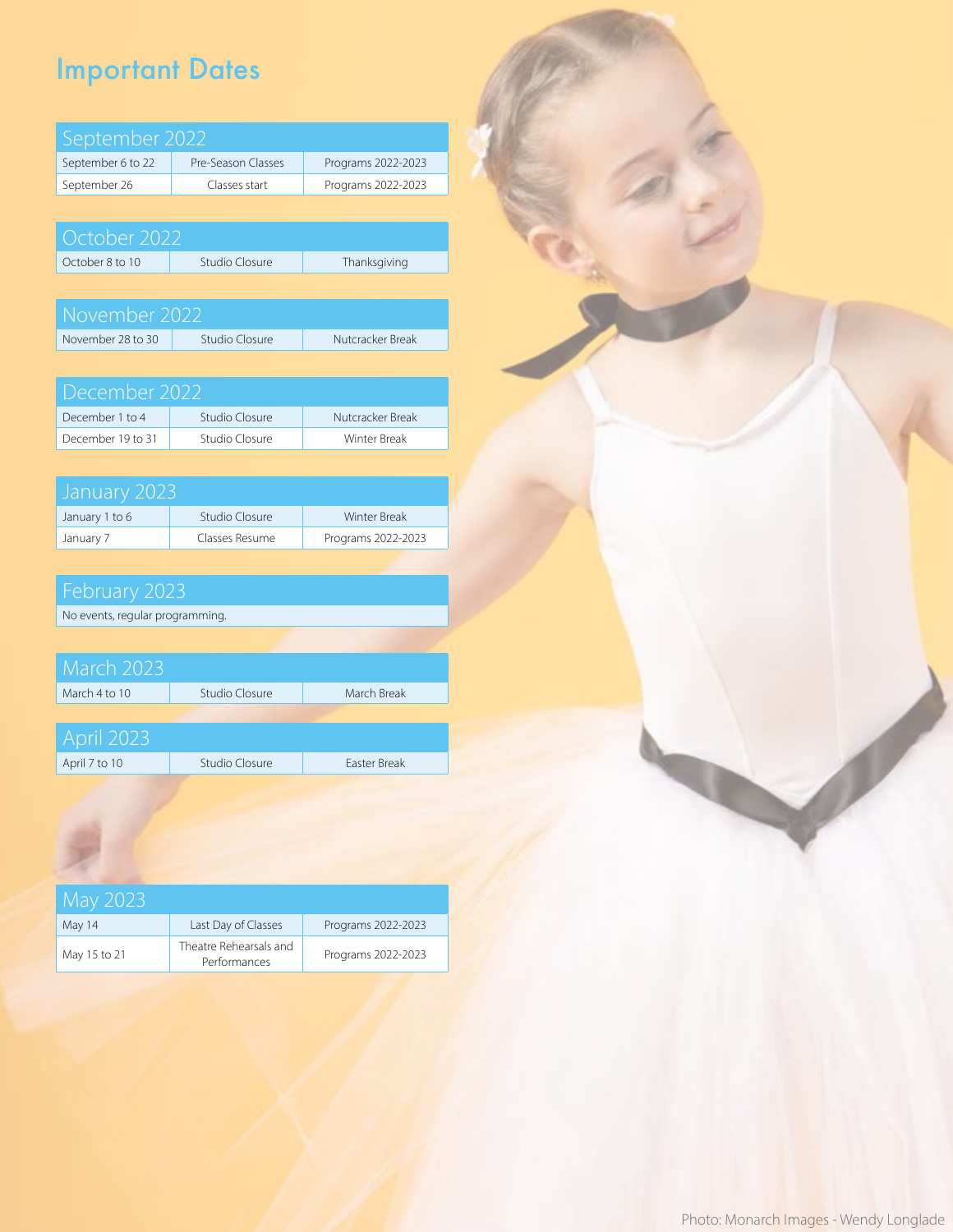## Important Dates

| September 2022 | | |
|---|---|---|
| September 6 to 22 | Pre-Season Classes | Programs 2022-2023 |
| September 26 | Classes start | Programs 2022-2023 |

| October 2022 | | |
|---|---|---|
| October 8 to 10 | Studio Closure | Thanksgiving |

| November 2022 | | |
|---|---|---|
| November 28 to 30 | Studio Closure | Nutcracker Break |

| December 2022 | | |
|---|---|---|
| December 1 to 4 | Studio Closure | Nutcracker Break |
| December 19 to 31 | Studio Closure | Winter Break |

| January 2023 | | |
|---|---|---|
| January 1 to 6 | Studio Closure | Winter Break |
| January 7 | Classes Resume | Programs 2022-2023 |

| February 2023 |
|---|
| No events, regular programming. |

| March 2023 | | |
|---|---|---|
| March 4 to 10 | Studio Closure | March Break |

| April 2023 | | |
|---|---|---|
| April 7 to 10 | Studio Closure | Easter Break |

| May 2023 | | |
|---|---|---|
| May 14 | Last Day of Classes | Programs 2022-2023 |
| May 15 to 21 | Theatre Rehearsals and Performances | Programs 2022-2023 |

Photo: Monarch Images - Wendy Longlade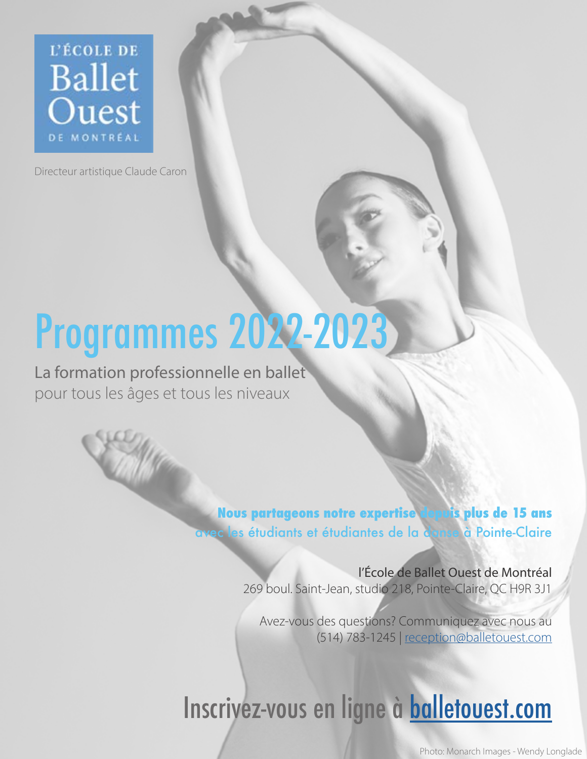L'ÉCOLE DE
**Ballet Ouest**
DE MONTRÉAL

Directeur artistique Claude Caron

# Programmes 2022-2023

La formation professionnelle en ballet
pour tous les âges et tous les niveaux

**Nous partageons notre expertise depuis plus de 15 ans**
avec les étudiants et étudiantes de la danse à Pointe-Claire

l'École de Ballet Ouest de Montréal
269 boul. Saint-Jean, studio 218, Pointe-Claire, QC H9R 3J1

Avez-vous des questions? Communiquez avec nous au
(514) 783-1245 | reception@balletouest.com

## Inscrivez-vous en ligne à balletouest.com

Photo: Monarch Images - Wendy Longlade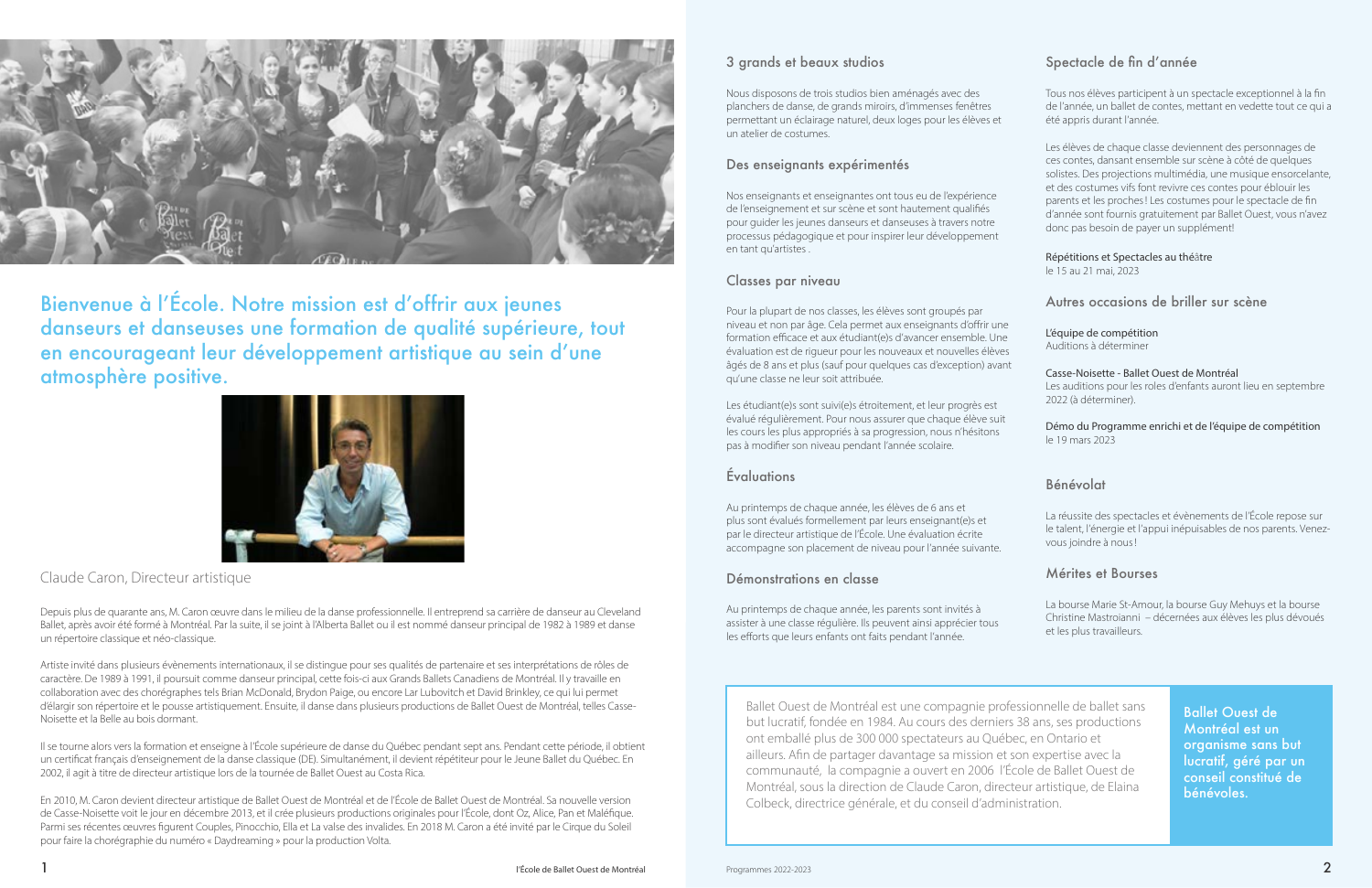Bienvenue à l'École. Notre mission est d'offrir aux jeunes danseurs et danseuses une formation de qualité supérieure, tout en encourageant leur développement artistique au sein d'une atmosphère positive.

Claude Caron, Directeur artistique

Depuis plus de quarante ans, M. Caron œuvre dans le milieu de la danse professionnelle. Il entreprend sa carrière de danseur au Cleveland Ballet, après avoir été formé à Montréal. Par la suite, il se joint à l'Alberta Ballet ou il est nommé danseur principal de 1982 à 1989 et danse un répertoire classique et néo-classique.

Artiste invité dans plusieurs évènements internationaux, il se distingue pour ses qualités de partenaire et ses interprétations de rôles de caractère. De 1989 à 1991, il poursuit comme danseur principal, cette fois-ci aux Grands Ballets Canadiens de Montréal. Il y travaille en collaboration avec des chorégraphes tels Brian McDonald, Brydon Paige, ou encore Lar Lubovitch et David Brinkley, ce qui lui permet d'élargir son répertoire et le pousse artistiquement. Ensuite, il danse dans plusieurs productions de Ballet Ouest de Montréal, telles Casse-Noisette et la Belle au bois dormant.

Il se tourne alors vers la formation et enseigne à l'École supérieure de danse du Québec pendant sept ans. Pendant cette période, il obtient un certificat français d'enseignement de la danse classique (DE). Simultanément, il devient répétiteur pour le Jeune Ballet du Québec. En 2002, il agit à titre de directeur artistique lors de la tournée de Ballet Ouest au Costa Rica.

En 2010, M. Caron devient directeur artistique de Ballet Ouest de Montréal et de l'École de Ballet Ouest de Montréal. Sa nouvelle version de Casse-Noisette voit le jour en décembre 2013, et il crée plusieurs productions originales pour l'École, dont Oz, Alice, Pan et Maléfique. Parmi ses récentes œuvres figurent Couples, Pinocchio, Ella et La valse des invalides. En 2018 M. Caron a été invité par le Cirque du Soleil pour faire la chorégraphie du numéro « Daydreaming » pour la production Volta.

## 3 grands et beaux studios

Nous disposons de trois studios bien aménagés avec des planchers de danse, de grands miroirs, d'immenses fenêtres permettant un éclairage naturel, deux loges pour les élèves et un atelier de costumes.

## Des enseignants expérimentés

Nos enseignants et enseignantes ont tous eu de l'expérience de l'enseignement et sur scène et sont hautement qualifiés pour guider les jeunes danseurs et danseuses à travers notre processus pédagogique et pour inspirer leur développement en tant qu'artistes .

## Classes par niveau

Pour la plupart de nos classes, les élèves sont groupés par niveau et non par âge. Cela permet aux enseignants d'offrir une formation efficace et aux étudiant(e)s d'avancer ensemble. Une évaluation est de rigueur pour les nouveaux et nouvelles élèves âgés de 8 ans et plus (sauf pour quelques cas d'exception) avant qu'une classe ne leur soit attribuée.

Les étudiant(e)s sont suivi(e)s étroitement, et leur progrès est évalué régulièrement. Pour nous assurer que chaque élève suit les cours les plus appropriés à sa progression, nous n'hésitons pas à modifier son niveau pendant l'année scolaire.

## Évaluations

Au printemps de chaque année, les élèves de 6 ans et plus sont évalués formellement par leurs enseignant(e)s et par le directeur artistique de l'École. Une évaluation écrite accompagne son placement de niveau pour l'année suivante.

## Démonstrations en classe

Au printemps de chaque année, les parents sont invités à assister à une classe régulière. Ils peuvent ainsi apprécier tous les efforts que leurs enfants ont faits pendant l'année.

## Spectacle de fin d'année

Tous nos élèves participent à un spectacle exceptionnel à la fin de l'année, un ballet de contes, mettant en vedette tout ce qui a été appris durant l'année.

Les élèves de chaque classe deviennent des personnages de ces contes, dansant ensemble sur scène à côté de quelques solistes. Des projections multimédia, une musique ensorcelante, et des costumes vifs font revivre ces contes pour éblouir les parents et les proches ! Les costumes pour le spectacle de fin d'année sont fournis gratuitement par Ballet Ouest, vous n'avez donc pas besoin de payer un supplément!

Répétitions et Spectacles au théâtre
le 15 au 21 mai, 2023

## Autres occasions de briller sur scène

L'équipe de compétition
Auditions à déterminer

Casse-Noisette - Ballet Ouest de Montréal
Les auditions pour les roles d'enfants auront lieu en septembre 2022 (à déterminer).

Démo du Programme enrichi et de l'équipe de compétition
le 19 mars 2023

## Bénévolat

La réussite des spectacles et évènements de l'École repose sur le talent, l'énergie et l'appui inépuisables de nos parents. Venez-vous joindre à nous !

## Mérites et Bourses

La bourse Marie St-Amour, la bourse Guy Mehuys et la bourse Christine Mastroianni – décernées aux élèves les plus dévoués et les plus travailleurs.

Ballet Ouest de Montréal est une compagnie professionnelle de ballet sans but lucratif, fondée en 1984. Au cours des derniers 38 ans, ses productions ont emballé plus de 300 000 spectateurs au Québec, en Ontario et ailleurs. Afin de partager davantage sa mission et son expertise avec la communauté, la compagnie a ouvert en 2006 l'École de Ballet Ouest de Montréal, sous la direction de Claude Caron, directeur artistique, de Elaina Colbeck, directrice générale, et du conseil d'administration.

**Ballet Ouest de Montréal est un organisme sans but lucratif, géré par un conseil constitué de bénévoles.**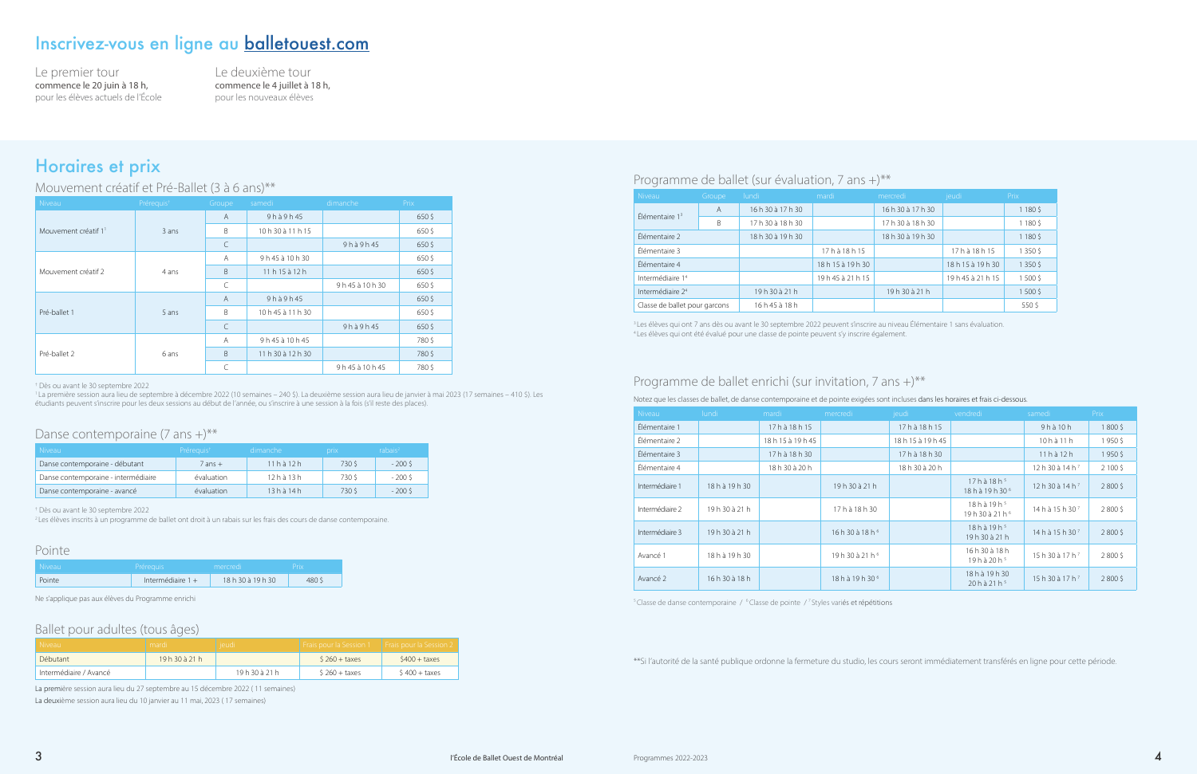## Inscrivez-vous en ligne au balletouest.com

Le premier tour
commence le 20 juin à 18 h,
pour les élèves actuels de l'École

Le deuxième tour
commence le 4 juillet à 18 h,
pour les nouveaux élèves

# Horaires et prix

## Mouvement créatif et Pré-Ballet (3 à 6 ans)**

| Niveau | Prérequis[1] | Groupe | samedi | dimanche | Prix |
|---|---|---|---|---|---|
| Mouvement créatif 1[3] | 3 ans | A | 9 h à 9 h 45 | | 650 $ |
| | | B | 10 h 30 à 11 h 15 | | 650 $ |
| | | C | | 9 h à 9 h 45 | 650 $ |
| Mouvement créatif 2 | 4 ans | A | 9 h 45 à 10 h 30 | | 650 $ |
| | | B | 11 h 15 à 12 h | | 650 $ |
| | | C | | 9 h 45 à 10 h 30 | 650 $ |
| Pré-ballet 1 | 5 ans | A | 9 h à 9 h 45 | | 650 $ |
| | | B | 10 h 45 à 11 h 30 | | 650 $ |
| | | C | | 9 h à 9 h 45 | 650 $ |
| Pré-ballet 2 | 6 ans | A | 9 h 45 à 10 h 45 | | 780 $ |
| | | B | 11 h 30 à 12 h 30 | | 780 $ |
| | | C | | 9 h 45 à 10 h 45 | 780 $ |

[1] Dès ou avant le 30 septembre 2022
[3] La première session aura lieu de septembre à décembre 2022 (10 semaines – 240 $). La deuxième session aura lieu de janvier à mai 2023 (17 semaines – 410 $). Les étudiants peuvent s'inscrire pour les deux sessions au début de l'année, ou s'inscrire à une session à la fois (s'il reste des places).

## Danse contemporaine (7 ans +)**

| Niveau | Prérequis[1] | dimanche | prix | rabais[2] |
|---|---|---|---|---|
| Danse contemporaine - débutant | 7 ans + | 11 h à 12 h | 730 $ | - 200 $ |
| Danse contemporaine - intermédiaire | évaluation | 12 h à 13 h | 730 $ | - 200 $ |
| Danse contemporaine - avancé | évaluation | 13 h à 14 h | 730 $ | - 200 $ |

[1] Dès ou avant le 30 septembre 2022
[2] Les élèves inscrits à un programme de ballet ont droit à un rabais sur les frais des cours de danse contemporaine.

## Pointe

| Niveau | Prérequis | mercredi | Prix |
|---|---|---|---|
| Pointe | Intermédiaire 1 + | 18 h 30 à 19 h 30 | 480 $ |

Ne s'applique pas aux élèves du Programme enrichi

## Ballet pour adultes (tous âges)

| Niveau | mardi | jeudi | Frais pour la Session 1 | Frais pour la Session 2 |
|---|---|---|---|---|
| Débutant | 19 h 30 à 21 h | | $ 260 + taxes | $400 + taxes |
| Intermédiaire / Avancé | | 19 h 30 à 21 h | $ 260 + taxes | $ 400 + taxes |

La première session aura lieu du 27 septembre au 15 décembre 2022 ( 11 semaines)
La deuxième session aura lieu du 10 janvier au 11 mai, 2023 ( 17 semaines)

## Programme de ballet (sur évaluation, 7 ans +)**

| Niveau | Groupe | lundi | mardi | mercredi | jeudi | Prix |
|---|---|---|---|---|---|---|
| Élémentaire 1[3] | A | 16 h 30 à 17 h 30 | | 16 h 30 à 17 h 30 | | 1 180 $ |
| | B | 17 h 30 à 18 h 30 | | 17 h 30 à 18 h 30 | | 1 180 $ |
| Élémentaire 2 | | 18 h 30 à 19 h 30 | | 18 h 30 à 19 h 30 | | 1 180 $ |
| Élémentaire 3 | | | 17 h à 18 h 15 | | 17 h à 18 h 15 | 1 350 $ |
| Élémentaire 4 | | | 18 h 15 à 19 h 30 | | 18 h 15 à 19 h 30 | 1 350 $ |
| Intermédiaire 1[4] | | | 19 h 45 à 21 h 15 | | 19 h 45 à 21 h 15 | 1 500 $ |
| Intermédiaire 2[4] | | 19 h 30 à 21 h | | 19 h 30 à 21 h | | 1 500 $ |
| Classe de ballet pour garçons | | 16 h 45 à 18 h | | | | 550 $ |

[3] Les élèves qui ont 7 ans dès ou avant le 30 septembre 2022 peuvent s'inscrire au niveau Élémentaire 1 sans évaluation.
[4] Les élèves qui ont été évalué pour une classe de pointe peuvent s'y inscrire également.

## Programme de ballet enrichi (sur invitation, 7 ans +)**

Notez que les classes de ballet, de danse contemporaine et de pointe exigées sont incluses dans les horaires et frais ci-dessous.

| Niveau | lundi | mardi | mercredi | jeudi | vendredi | samedi | Prix |
|---|---|---|---|---|---|---|---|
| Élémentaire 1 | | 17 h à 18 h 15 | | 17 h à 18 h 15 | | 9 h à 10 h | 1 800 $ |
| Élémentaire 2 | | 18 h 15 à 19 h 45 | | 18 h 15 à 19 h 45 | | 10 h à 11 h | 1 950 $ |
| Élémentaire 3 | | 17 h à 18 h 30 | | 17 h à 18 h 30 | | 11 h à 12 h | 1 950 $ |
| Élémentaire 4 | | 18 h 30 à 20 h | | 18 h 30 à 20 h | | 12 h 30 à 14 h [7] | 2 100 $ |
| Intermédiaire 1 | 18 h à 19 h 30 | | 19 h 30 à 21 h | | 17 h à 18 h [5] 18 h à 19 h 30 [6] | 12 h 30 à 14 h [7] | 2 800 $ |
| Intermédiaire 2 | 19 h 30 à 21 h | | 17 h à 18 h 30 | | 18 h à 19 h [5] 19 h 30 à 21 h [6] | 14 h à 15 h 30 [7] | 2 800 $ |
| Intermédiaire 3 | 19 h 30 à 21 h | | 16 h 30 à 18 h [6] | | 18 h à 19 h [5] 19 h 30 à 21 h | 14 h à 15 h 30 [7] | 2 800 $ |
| Avancé 1 | 18 h à 19 h 30 | | 19 h 30 à 21 h [6] | | 16 h 30 à 18 h 19 h à 20 h [5] | 15 h 30 à 17 h [7] | 2 800 $ |
| Avancé 2 | 16 h 30 à 18 h | | 18 h à 19 h 30 [6] | | 18 h à 19 h 30 20 h à 21 h [5] | 15 h 30 à 17 h [7] | 2 800 $ |

[5] Classe de danse contemporaine / [6] Classe de pointe / [7] Styles variés et répétitions

**Si l'autorité de la santé publique ordonne la fermeture du studio, les cours seront immédiatement transférés en ligne pour cette période.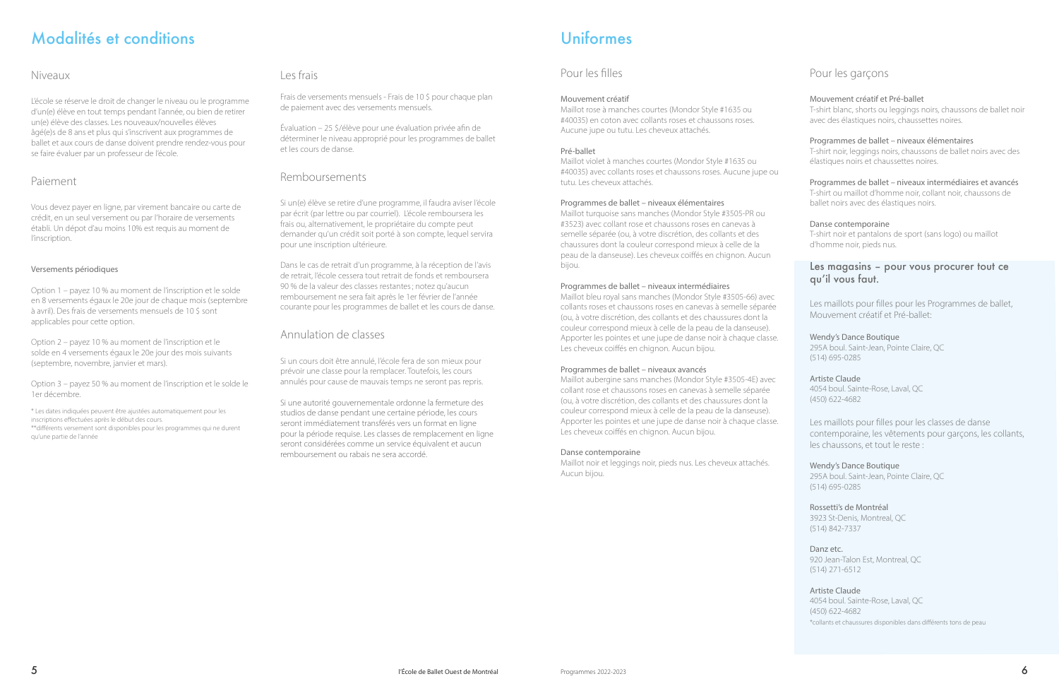# Modalités et conditions

## Niveaux

L'école se réserve le droit de changer le niveau ou le programme d'un(e) élève en tout temps pendant l'année, ou bien de retirer un(e) élève des classes. Les nouveaux/nouvelles élèves âgé(e)s de 8 ans et plus qui s'inscrivent aux programmes de ballet et aux cours de danse doivent prendre rendez-vous pour se faire évaluer par un professeur de l'école.

## Paiement

Vous devez payer en ligne, par virement bancaire ou carte de crédit, en un seul versement ou par l'horaire de versements établi. Un dépôt d'au moins 10% est requis au moment de l'inscription.

### Versements périodiques

Option 1 – payez 10 % au moment de l'inscription et le solde en 8 versements égaux le 20e jour de chaque mois (septembre à avril). Des frais de versements mensuels de 10 $ sont applicables pour cette option.

Option 2 – payez 10 % au moment de l'inscription et le solde en 4 versements égaux le 20e jour des mois suivants (septembre, novembre, janvier et mars).

Option 3 – payez 50 % au moment de l'inscription et le solde le 1er décembre.

\* Les dates indiquées peuvent être ajustées automatiquement pour les inscriptions effectuées après le début des cours.
\*\*différents versement sont disponibles pour les programmes qui ne durent qu'une partie de l'année

## Les frais

Frais de versements mensuels - Frais de 10 $ pour chaque plan de paiement avec des versements mensuels.

Évaluation – 25 $/élève pour une évaluation privée afin de déterminer le niveau approprié pour les programmes de ballet et les cours de danse.

## Remboursements

Si un(e) élève se retire d'un programme, il faudra aviser l'école par écrit (par lettre ou par courriel). L'école remboursera les frais ou, alternativement, le propriétaire du compte peut demander qu'un crédit soit porté à son compte, lequel servira pour une inscription ultérieure.

Dans le cas de retrait d'un programme, à la réception de l'avis de retrait, l'école cessera tout retrait de fonds et remboursera 90 % de la valeur des classes restantes ; notez qu'aucun remboursement ne sera fait après le 1er février de l'année courante pour les programmes de ballet et les cours de danse.

## Annulation de classes

Si un cours doit être annulé, l'école fera de son mieux pour prévoir une classe pour la remplacer. Toutefois, les cours annulés pour cause de mauvais temps ne seront pas repris.

Si une autorité gouvernementale ordonne la fermeture des studios de danse pendant une certaine période, les cours seront immédiatement transférés vers un format en ligne pour la période requise. Les classes de remplacement en ligne seront considérées comme un service équivalent et aucun remboursement ou rabais ne sera accordé.

# Uniformes

## Pour les filles

**Mouvement créatif**
Maillot rose à manches courtes (Mondor Style #1635 ou #40035) en coton avec collants roses et chaussons roses. Aucune jupe ou tutu. Les cheveux attachés.

**Pré-ballet**
Maillot violet à manches courtes (Mondor Style #1635 ou #40035) avec collants roses et chaussons roses. Aucune jupe ou tutu. Les cheveux attachés.

**Programmes de ballet – niveaux élémentaires**
Maillot turquoise sans manches (Mondor Style #3505-PR ou #3523) avec collant rose et chaussons roses en canevas à semelle séparée (ou, à votre discrétion, des collants et des chaussures dont la couleur correspond mieux à celle de la peau de la danseuse). Les cheveux coiffés en chignon. Aucun bijou.

**Programmes de ballet – niveaux intermédiaires**
Maillot bleu royal sans manches (Mondor Style #3505-66) avec collants roses et chaussons roses en canevas à semelle séparée (ou, à votre discrétion, des collants et des chaussures dont la couleur correspond mieux à celle de la peau de la danseuse). Apporter les pointes et une jupe de danse noir à chaque classe. Les cheveux coiffés en chignon. Aucun bijou.

**Programmes de ballet – niveaux avancés**
Maillot aubergine sans manches (Mondor Style #3505-4E) avec collant rose et chaussons roses en canevas à semelle séparée (ou, à votre discrétion, des collants et des chaussures dont la couleur correspond mieux à celle de la peau de la danseuse). Apporter les pointes et une jupe de danse noir à chaque classe. Les cheveux coiffés en chignon. Aucun bijou.

**Danse contemporaine**
Maillot noir et leggings noir, pieds nus. Les cheveux attachés. Aucun bijou.

## Pour les garçons

**Mouvement créatif et Pré-ballet**
T-shirt blanc, shorts ou leggings noirs, chaussons de ballet noir avec des élastiques noirs, chaussettes noires.

**Programmes de ballet – niveaux élémentaires**
T-shirt noir, leggings noirs, chaussons de ballet noirs avec des élastiques noirs et chaussettes noires.

**Programmes de ballet – niveaux intermédiaires et avancés**
T-shirt ou maillot d'homme noir, collant noir, chaussons de ballet noirs avec des élastiques noirs.

**Danse contemporaine**
T-shirt noir et pantalons de sport (sans logo) ou maillot d'homme noir, pieds nus.

## Les magasins – pour vous procurer tout ce qu'il vous faut.

Les maillots pour filles pour les Programmes de ballet, Mouvement créatif et Pré-ballet:

**Wendy's Dance Boutique**
295A boul. Saint-Jean, Pointe Claire, QC
(514) 695-0285

**Artiste Claude**
4054 boul. Sainte-Rose, Laval, QC
(450) 622-4682

Les maillots pour filles pour les classes de danse contemporaine, les vêtements pour garçons, les collants, les chaussons, et tout le reste :

**Wendy's Dance Boutique**
295A boul. Saint-Jean, Pointe Claire, QC
(514) 695-0285

**Rossetti's de Montréal**
3923 St-Denis, Montreal, QC
(514) 842-7337

**Danz etc.**
920 Jean-Talon Est, Montreal, QC
(514) 271-6512

**Artiste Claude**
4054 boul. Sainte-Rose, Laval, QC
(450) 622-4682

\*collants et chaussures disponibles dans différents tons de peau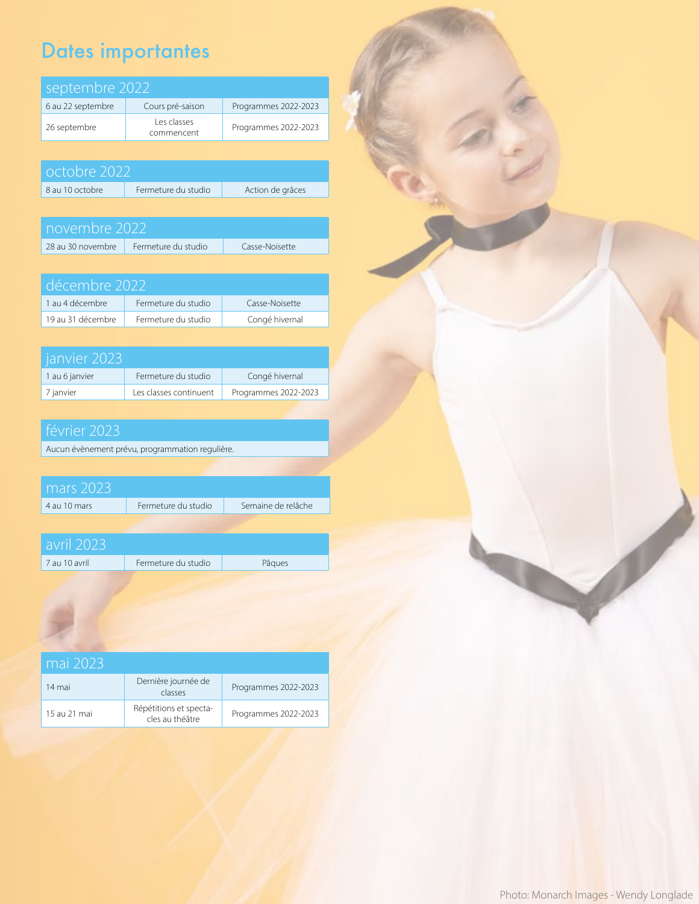# Dates importantes

## septembre 2022

| | | |
|---|---|---|
| 6 au 22 septembre | Cours pré-saison | Programmes 2022-2023 |
| 26 septembre | Les classes commencent | Programmes 2022-2023 |

## octobre 2022

| | | |
|---|---|---|
| 8 au 10 octobre | Fermeture du studio | Action de grâces |

## novembre 2022

| | | |
|---|---|---|
| 28 au 30 novembre | Fermeture du studio | Casse-Noisette |

## décembre 2022

| | | |
|---|---|---|
| 1 au 4 décembre | Fermeture du studio | Casse-Noisette |
| 19 au 31 décembre | Fermeture du studio | Congé hivernal |

## janvier 2023

| | | |
|---|---|---|
| 1 au 6 janvier | Fermeture du studio | Congé hivernal |
| 7 janvier | Les classes continuent | Programmes 2022-2023 |

## février 2023

Aucun évènement prévu, programmation regulière.

## mars 2023

| | | |
|---|---|---|
| 4 au 10 mars | Fermeture du studio | Semaine de relâche |

## avril 2023

| | | |
|---|---|---|
| 7 au 10 avril | Fermeture du studio | Pâques |

## mai 2023

| | | |
|---|---|---|
| 14 mai | Dernière journée de classes | Programmes 2022-2023 |
| 15 au 21 mai | Répétitions et spectacles au théâtre | Programmes 2022-2023 |

Photo: Monarch Images - Wendy Longlade